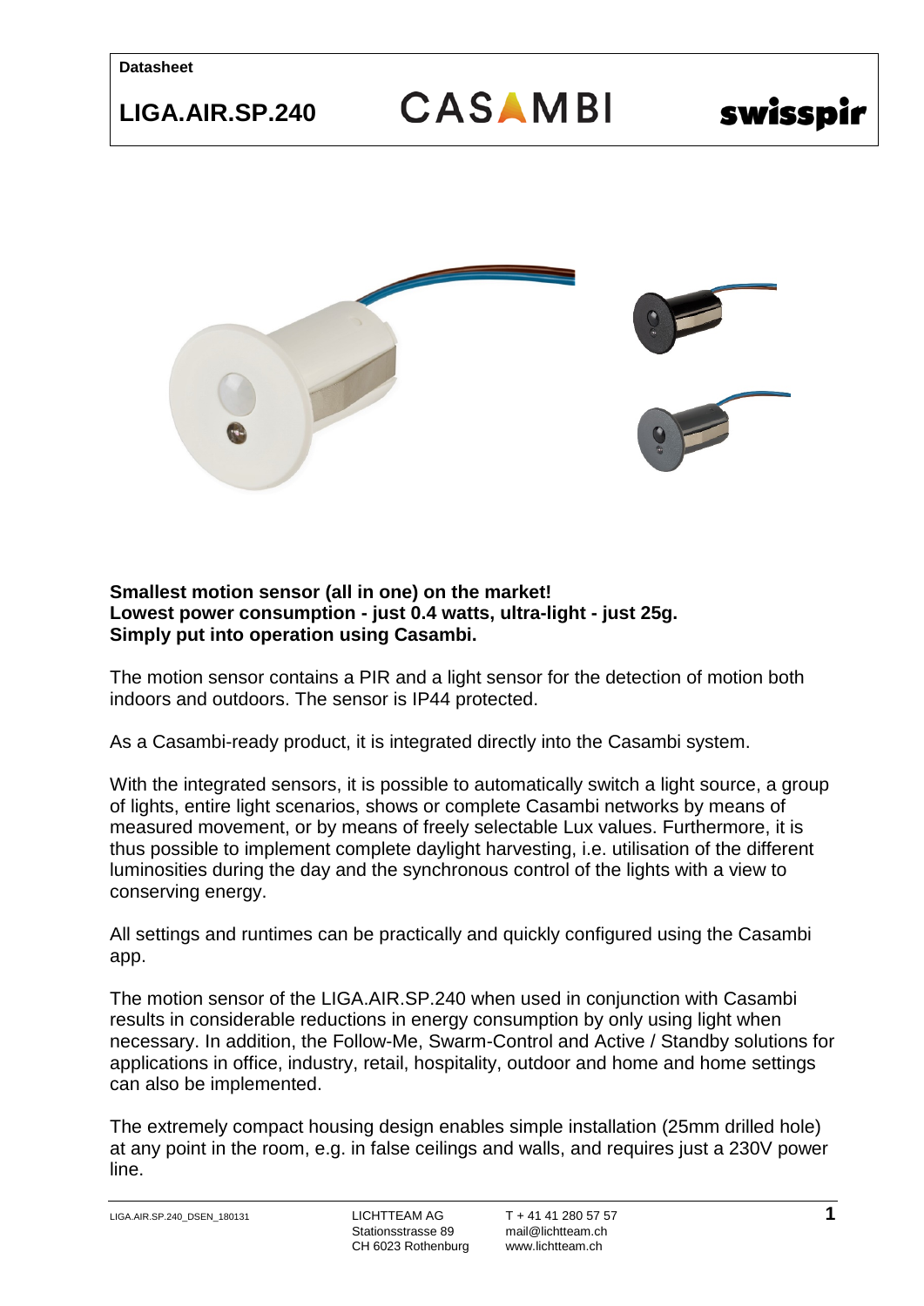Datasheet

# LIGA.AIR.SP.240

CASAMBI

swisspir

**Smallest motion sensor (all in one) on the market!**
**Lowest power consumption - just 0.4 watts, ultra-light - just 25g.**
**Simply put into operation using Casambi.**

The motion sensor contains a PIR and a light sensor for the detection of motion both indoors and outdoors. The sensor is IP44 protected.

As a Casambi-ready product, it is integrated directly into the Casambi system.

With the integrated sensors, it is possible to automatically switch a light source, a group of lights, entire light scenarios, shows or complete Casambi networks by means of measured movement, or by means of freely selectable Lux values. Furthermore, it is thus possible to implement complete daylight harvesting, i.e. utilisation of the different luminosities during the day and the synchronous control of the lights with a view to conserving energy.

All settings and runtimes can be practically and quickly configured using the Casambi app.

The motion sensor of the LIGA.AIR.SP.240 when used in conjunction with Casambi results in considerable reductions in energy consumption by only using light when necessary. In addition, the Follow-Me, Swarm-Control and Active / Standby solutions for applications in office, industry, retail, hospitality, outdoor and home and home settings can also be implemented.

The extremely compact housing design enables simple installation (25mm drilled hole) at any point in the room, e.g. in false ceilings and walls, and requires just a 230V power line.

LIGA.AIR.SP.240_DSEN_180131

LICHTTEAM AG
Stationsstrasse 89
CH 6023 Rothenburg

T + 41 41 280 57 57
mail@lichtteam.ch
www.lichtteam.ch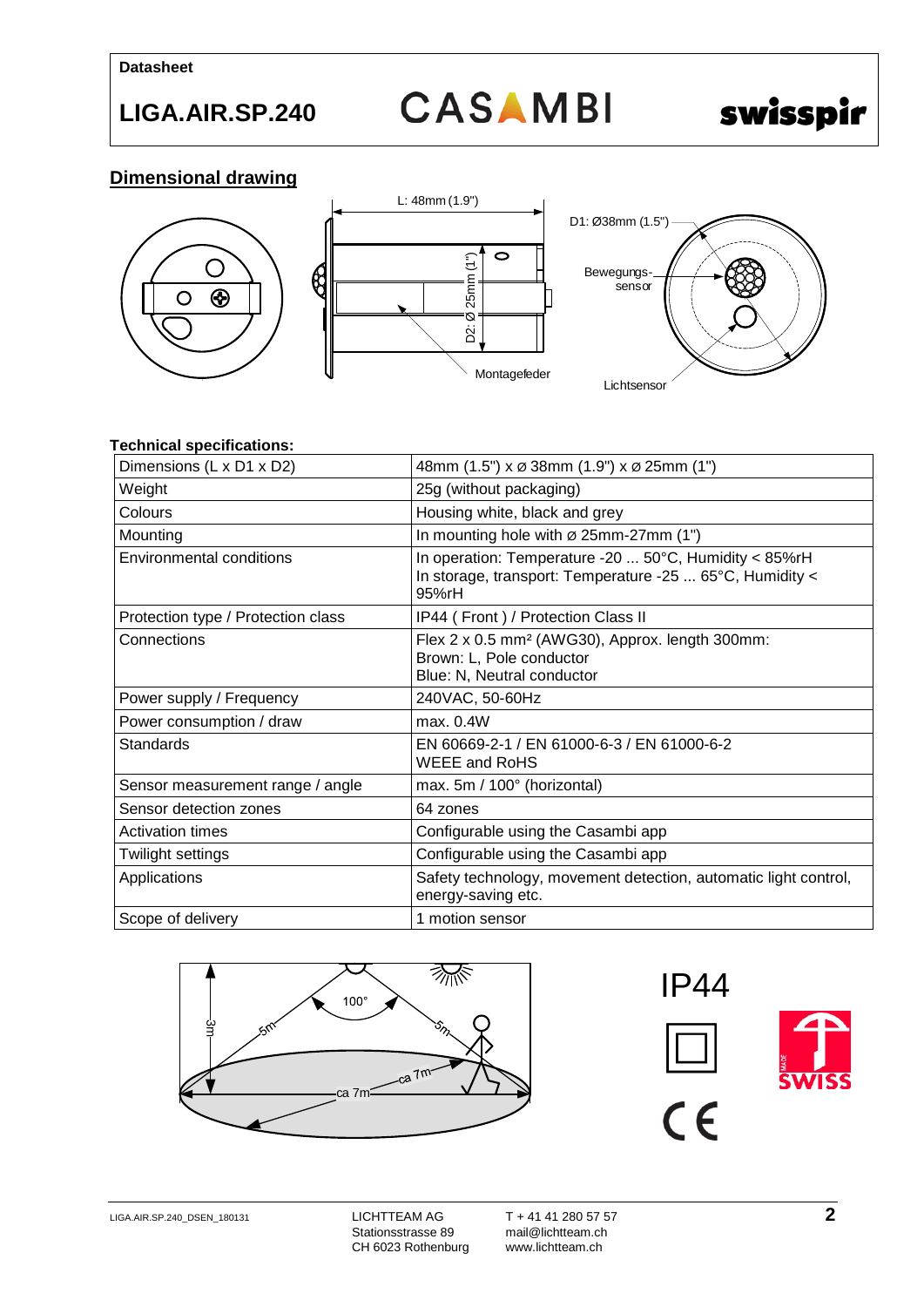**Datasheet**

**LIGA.AIR.SP.240**

CASAMBI

swisspir

## Dimensional drawing

L: 48mm (1.9")

D2: Ø 25mm (1")

D1: Ø38mm (1.5")

Bewegungs-sensor

Montagefeder

Lichtsensor

**Technical specifications:**

| | |
|---|---|
| Dimensions (L x D1 x D2) | 48mm (1.5") x ø 38mm (1.9") x ø 25mm (1") |
| Weight | 25g (without packaging) |
| Colours | Housing white, black and grey |
| Mounting | In mounting hole with ø 25mm-27mm (1") |
| Environmental conditions | In operation: Temperature -20 ... 50°C, Humidity < 85%rH<br>In storage, transport: Temperature -25 ... 65°C, Humidity < 95%rH |
| Protection type / Protection class | IP44 ( Front ) / Protection Class II |
| Connections | Flex 2 x 0.5 mm² (AWG30), Approx. length 300mm:<br>Brown: L, Pole conductor<br>Blue: N, Neutral conductor |
| Power supply / Frequency | 240VAC, 50-60Hz |
| Power consumption / draw | max. 0.4W |
| Standards | EN 60669-2-1 / EN 61000-6-3 / EN 61000-6-2<br>WEEE and RoHS |
| Sensor measurement range / angle | max. 5m / 100° (horizontal) |
| Sensor detection zones | 64 zones |
| Activation times | Configurable using the Casambi app |
| Twilight settings | Configurable using the Casambi app |
| Applications | Safety technology, movement detection, automatic light control, energy-saving etc. |
| Scope of delivery | 1 motion sensor |

3m

5m

100°

5m

ca 7m

ca 7m

IP44

MADE SWISS

CE

LIGA.AIR.SP.240_DSEN_180131

LICHTTEAM AG
Stationsstrasse 89
CH 6023 Rothenburg

T + 41 41 280 57 57
mail@lichtteam.ch
www.lichtteam.ch